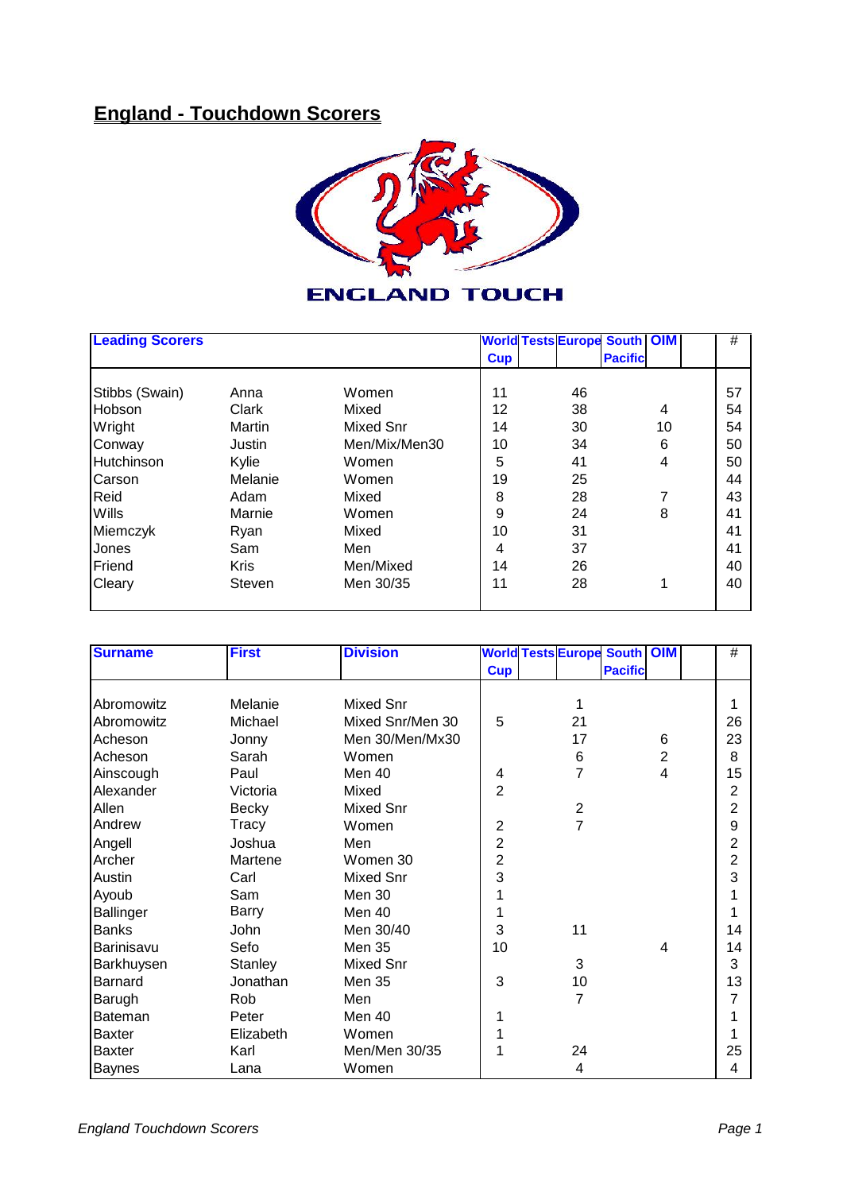# England - Touchdown Scorers

| Leading Scorers | | | World Cup | Tests | Europe | South Pacific | OIM | | # |
|---|---|---|---|---|---|---|---|---|---|
| Stibbs (Swain) | Anna | Women | 11 | | 46 | | | | 57 |
| Hobson | Clark | Mixed | 12 | | 38 | | 4 | | 54 |
| Wright | Martin | Mixed Snr | 14 | | 30 | | 10 | | 54 |
| Conway | Justin | Men/Mix/Men30 | 10 | | 34 | | 6 | | 50 |
| Hutchinson | Kylie | Women | 5 | | 41 | | 4 | | 50 |
| Carson | Melanie | Women | 19 | | 25 | | | | 44 |
| Reid | Adam | Mixed | 8 | | 28 | | 7 | | 43 |
| Wills | Marnie | Women | 9 | | 24 | | 8 | | 41 |
| Miemczyk | Ryan | Mixed | 10 | | 31 | | | | 41 |
| Jones | Sam | Men | 4 | | 37 | | | | 41 |
| Friend | Kris | Men/Mixed | 14 | | 26 | | | | 40 |
| Cleary | Steven | Men 30/35 | 11 | | 28 | | 1 | | 40 |

| Surname | First | Division | World Cup | Tests | Europe | South Pacific | OIM | | # |
|---|---|---|---|---|---|---|---|---|---|
| Abromowitz | Melanie | Mixed Snr | | | 1 | | | | 1 |
| Abromowitz | Michael | Mixed Snr/Men 30 | 5 | | 21 | | | | 26 |
| Acheson | Jonny | Men 30/Men/Mx30 | | | 17 | | 6 | | 23 |
| Acheson | Sarah | Women | | | 6 | | 2 | | 8 |
| Ainscough | Paul | Men 40 | 4 | | 7 | | 4 | | 15 |
| Alexander | Victoria | Mixed | 2 | | | | | | 2 |
| Allen | Becky | Mixed Snr | | | 2 | | | | 2 |
| Andrew | Tracy | Women | 2 | | 7 | | | | 9 |
| Angell | Joshua | Men | 2 | | | | | | 2 |
| Archer | Martene | Women 30 | 2 | | | | | | 2 |
| Austin | Carl | Mixed Snr | 3 | | | | | | 3 |
| Ayoub | Sam | Men 30 | 1 | | | | | | 1 |
| Ballinger | Barry | Men 40 | 1 | | | | | | 1 |
| Banks | John | Men 30/40 | 3 | | 11 | | | | 14 |
| Barinisavu | Sefo | Men 35 | 10 | | | | 4 | | 14 |
| Barkhuysen | Stanley | Mixed Snr | | | 3 | | | | 3 |
| Barnard | Jonathan | Men 35 | 3 | | 10 | | | | 13 |
| Barugh | Rob | Men | | | 7 | | | | 7 |
| Bateman | Peter | Men 40 | 1 | | | | | | 1 |
| Baxter | Elizabeth | Women | 1 | | | | | | 1 |
| Baxter | Karl | Men/Men 30/35 | 1 | | 24 | | | | 25 |
| Baynes | Lana | Women | | | 4 | | | | 4 |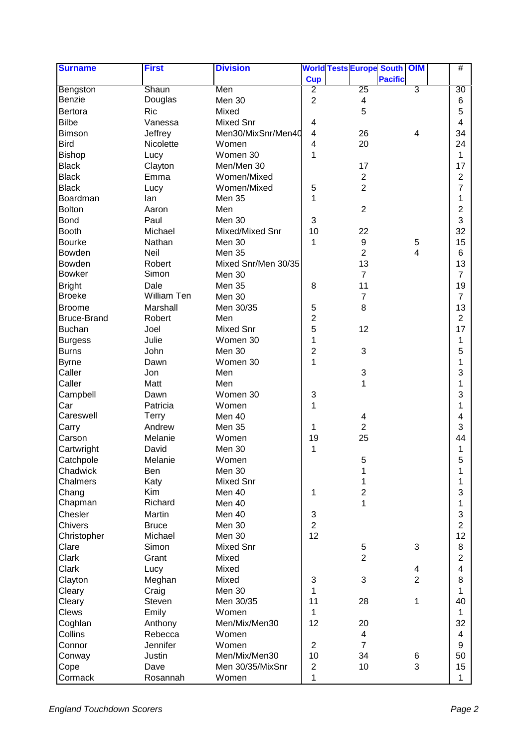| Surname | First | Division | World Cup | Tests | Europe | South Pacific | OIM | | # |
|---|---|---|---|---|---|---|---|---|---|
| Bengston | Shaun | Men | 2 | | 25 | | 3 | | 30 |
| Benzie | Douglas | Men 30 | 2 | | 4 | | | | 6 |
| Bertora | Ric | Mixed | | | 5 | | | | 5 |
| Bilbe | Vanessa | Mixed Snr | 4 | | | | | | 4 |
| Bimson | Jeffrey | Men30/MixSnr/Men40 | 4 | | 26 | | 4 | | 34 |
| Bird | Nicolette | Women | 4 | | 20 | | | | 24 |
| Bishop | Lucy | Women 30 | 1 | | | | | | 1 |
| Black | Clayton | Men/Men 30 | | | 17 | | | | 17 |
| Black | Emma | Women/Mixed | | | 2 | | | | 2 |
| Black | Lucy | Women/Mixed | 5 | | 2 | | | | 7 |
| Boardman | Ian | Men 35 | 1 | | | | | | 1 |
| Bolton | Aaron | Men | | | 2 | | | | 2 |
| Bond | Paul | Men 30 | 3 | | | | | | 3 |
| Booth | Michael | Mixed/Mixed Snr | 10 | | 22 | | | | 32 |
| Bourke | Nathan | Men 30 | 1 | | 9 | | 5 | | 15 |
| Bowden | Neil | Men 35 | | | 2 | | 4 | | 6 |
| Bowden | Robert | Mixed Snr/Men 30/35 | | | 13 | | | | 13 |
| Bowker | Simon | Men 30 | | | 7 | | | | 7 |
| Bright | Dale | Men 35 | 8 | | 11 | | | | 19 |
| Broeke | William Ten | Men 30 | | | 7 | | | | 7 |
| Broome | Marshall | Men 30/35 | 5 | | 8 | | | | 13 |
| Bruce-Brand | Robert | Men | 2 | | | | | | 2 |
| Buchan | Joel | Mixed Snr | 5 | | 12 | | | | 17 |
| Burgess | Julie | Women 30 | 1 | | | | | | 1 |
| Burns | John | Men 30 | 2 | | 3 | | | | 5 |
| Byrne | Dawn | Women 30 | 1 | | | | | | 1 |
| Caller | Jon | Men | | | 3 | | | | 3 |
| Caller | Matt | Men | | | 1 | | | | 1 |
| Campbell | Dawn | Women 30 | 3 | | | | | | 3 |
| Car | Patricia | Women | 1 | | | | | | 1 |
| Careswell | Terry | Men 40 | | | 4 | | | | 4 |
| Carry | Andrew | Men 35 | 1 | | 2 | | | | 3 |
| Carson | Melanie | Women | 19 | | 25 | | | | 44 |
| Cartwright | David | Men 30 | 1 | | | | | | 1 |
| Catchpole | Melanie | Women | | | 5 | | | | 5 |
| Chadwick | Ben | Men 30 | | | 1 | | | | 1 |
| Chalmers | Katy | Mixed Snr | | | 1 | | | | 1 |
| Chang | Kim | Men 40 | 1 | | 2 | | | | 3 |
| Chapman | Richard | Men 40 | | | 1 | | | | 1 |
| Chesler | Martin | Men 40 | 3 | | | | | | 3 |
| Chivers | Bruce | Men 30 | 2 | | | | | | 2 |
| Christopher | Michael | Men 30 | 12 | | | | | | 12 |
| Clare | Simon | Mixed Snr | | | 5 | | 3 | | 8 |
| Clark | Grant | Mixed | | | 2 | | | | 2 |
| Clark | Lucy | Mixed | | | | | 4 | | 4 |
| Clayton | Meghan | Mixed | 3 | | 3 | | 2 | | 8 |
| Cleary | Craig | Men 30 | 1 | | | | | | 1 |
| Cleary | Steven | Men 30/35 | 11 | | 28 | | 1 | | 40 |
| Clews | Emily | Women | 1 | | | | | | 1 |
| Coghlan | Anthony | Men/Mix/Men30 | 12 | | 20 | | | | 32 |
| Collins | Rebecca | Women | | | 4 | | | | 4 |
| Connor | Jennifer | Women | 2 | | 7 | | | | 9 |
| Conway | Justin | Men/Mix/Men30 | 10 | | 34 | | 6 | | 50 |
| Cope | Dave | Men 30/35/MixSnr | 2 | | 10 | | 3 | | 15 |
| Cormack | Rosannah | Women | 1 | | | | | | 1 |

*England Touchdown Scorers*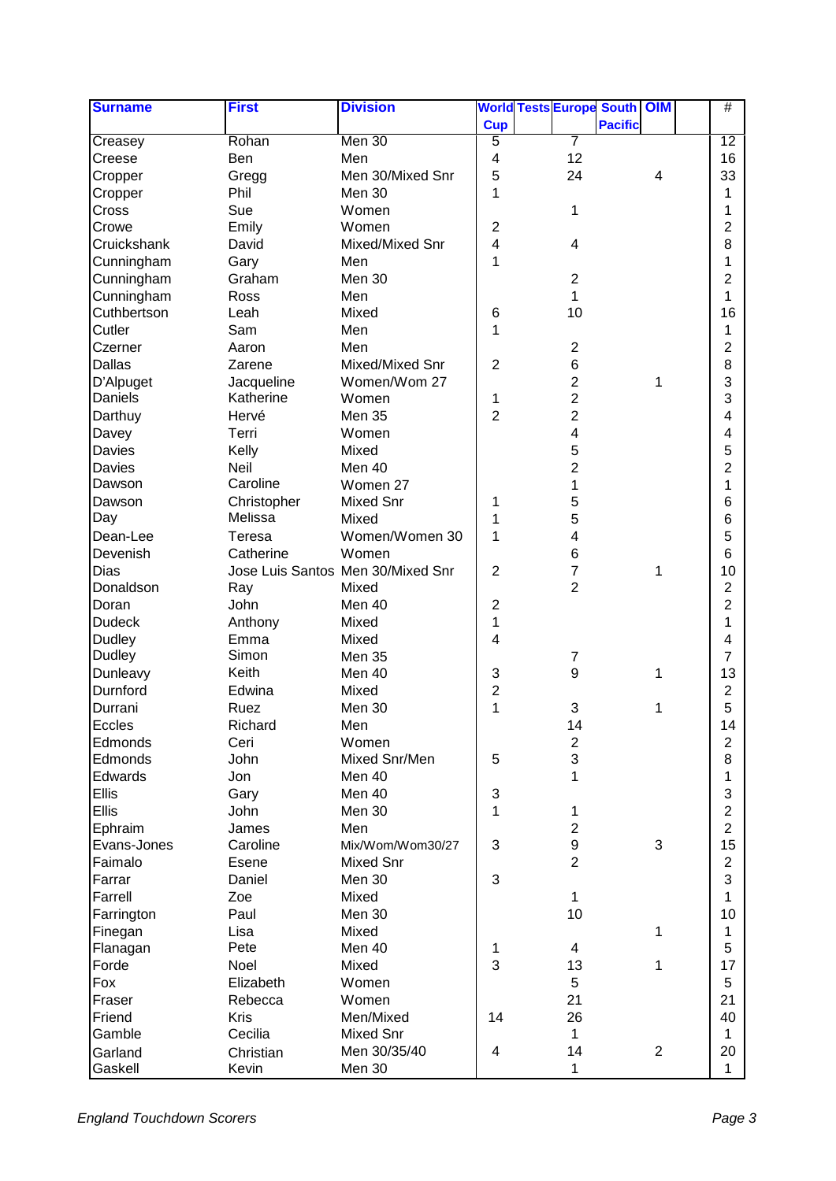| Surname | First | Division | World Cup | Tests | Europe | South Pacific | OIM | | # |
|---|---|---|---|---|---|---|---|---|---|
| Creasey | Rohan | Men 30 | 5 | | 7 | | | | 12 |
| Creese | Ben | Men | 4 | | 12 | | | | 16 |
| Cropper | Gregg | Men 30/Mixed Snr | 5 | | 24 | | 4 | | 33 |
| Cropper | Phil | Men 30 | 1 | | | | | | 1 |
| Cross | Sue | Women | | | 1 | | | | 1 |
| Crowe | Emily | Women | 2 | | | | | | 2 |
| Cruickshank | David | Mixed/Mixed Snr | 4 | | 4 | | | | 8 |
| Cunningham | Gary | Men | 1 | | | | | | 1 |
| Cunningham | Graham | Men 30 | | | 2 | | | | 2 |
| Cunningham | Ross | Men | | | 1 | | | | 1 |
| Cuthbertson | Leah | Mixed | 6 | | 10 | | | | 16 |
| Cutler | Sam | Men | 1 | | | | | | 1 |
| Czerner | Aaron | Men | | | 2 | | | | 2 |
| Dallas | Zarene | Mixed/Mixed Snr | 2 | | 6 | | | | 8 |
| D'Alpuget | Jacqueline | Women/Wom 27 | | | 2 | | 1 | | 3 |
| Daniels | Katherine | Women | 1 | | 2 | | | | 3 |
| Darthuy | Hervé | Men 35 | 2 | | 2 | | | | 4 |
| Davey | Terri | Women | | | 4 | | | | 4 |
| Davies | Kelly | Mixed | | | 5 | | | | 5 |
| Davies | Neil | Men 40 | | | 2 | | | | 2 |
| Dawson | Caroline | Women 27 | | | 1 | | | | 1 |
| Dawson | Christopher | Mixed Snr | 1 | | 5 | | | | 6 |
| Day | Melissa | Mixed | 1 | | 5 | | | | 6 |
| Dean-Lee | Teresa | Women/Women 30 | 1 | | 4 | | | | 5 |
| Devenish | Catherine | Women | | | 6 | | | | 6 |
| Dias | Jose Luis Santos | Men 30/Mixed Snr | 2 | | 7 | | 1 | | 10 |
| Donaldson | Ray | Mixed | | | 2 | | | | 2 |
| Doran | John | Men 40 | 2 | | | | | | 2 |
| Dudeck | Anthony | Mixed | 1 | | | | | | 1 |
| Dudley | Emma | Mixed | 4 | | | | | | 4 |
| Dudley | Simon | Men 35 | | | 7 | | | | 7 |
| Dunleavy | Keith | Men 40 | 3 | | 9 | | 1 | | 13 |
| Durnford | Edwina | Mixed | 2 | | | | | | 2 |
| Durrani | Ruez | Men 30 | 1 | | 3 | | 1 | | 5 |
| Eccles | Richard | Men | | | 14 | | | | 14 |
| Edmonds | Ceri | Women | | | 2 | | | | 2 |
| Edmonds | John | Mixed Snr/Men | 5 | | 3 | | | | 8 |
| Edwards | Jon | Men 40 | | | 1 | | | | 1 |
| Ellis | Gary | Men 40 | 3 | | | | | | 3 |
| Ellis | John | Men 30 | 1 | | 1 | | | | 2 |
| Ephraim | James | Men | | | 2 | | | | 2 |
| Evans-Jones | Caroline | Mix/Wom/Wom30/27 | 3 | | 9 | | 3 | | 15 |
| Faimalo | Esene | Mixed Snr | | | 2 | | | | 2 |
| Farrar | Daniel | Men 30 | 3 | | | | | | 3 |
| Farrell | Zoe | Mixed | | | 1 | | | | 1 |
| Farrington | Paul | Men 30 | | | 10 | | | | 10 |
| Finegan | Lisa | Mixed | | | | | 1 | | 1 |
| Flanagan | Pete | Men 40 | 1 | | 4 | | | | 5 |
| Forde | Noel | Mixed | 3 | | 13 | | 1 | | 17 |
| Fox | Elizabeth | Women | | | 5 | | | | 5 |
| Fraser | Rebecca | Women | | | 21 | | | | 21 |
| Friend | Kris | Men/Mixed | 14 | | 26 | | | | 40 |
| Gamble | Cecilia | Mixed Snr | | | 1 | | | | 1 |
| Garland | Christian | Men 30/35/40 | 4 | | 14 | | 2 | | 20 |
| Gaskell | Kevin | Men 30 | | | 1 | | | | 1 |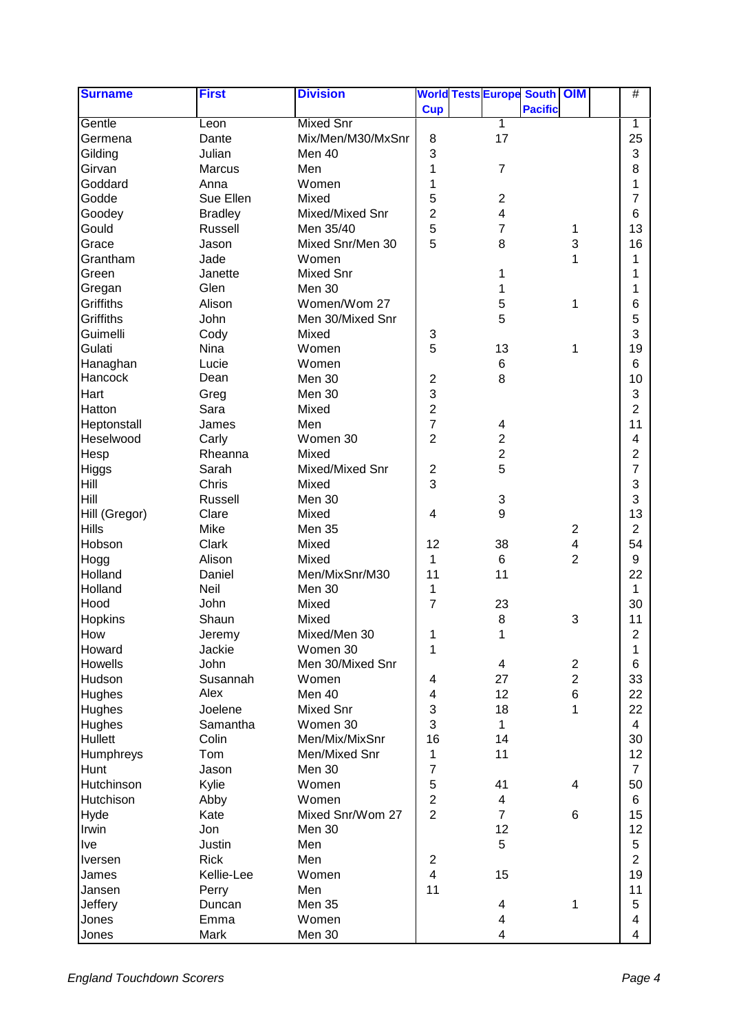| Surname | First | Division | World Cup | Tests | Europe | South Pacific | OIM | | # |
|---|---|---|---|---|---|---|---|---|---|
| Gentle | Leon | Mixed Snr | | | 1 | | | | 1 |
| Germena | Dante | Mix/Men/M30/MxSnr | 8 | | 17 | | | | 25 |
| Gilding | Julian | Men 40 | 3 | | | | | | 3 |
| Girvan | Marcus | Men | 1 | | 7 | | | | 8 |
| Goddard | Anna | Women | 1 | | | | | | 1 |
| Godde | Sue Ellen | Mixed | 5 | | 2 | | | | 7 |
| Goodey | Bradley | Mixed/Mixed Snr | 2 | | 4 | | | | 6 |
| Gould | Russell | Men 35/40 | 5 | | 7 | | 1 | | 13 |
| Grace | Jason | Mixed Snr/Men 30 | 5 | | 8 | | 3 | | 16 |
| Grantham | Jade | Women | | | | | 1 | | 1 |
| Green | Janette | Mixed Snr | | | 1 | | | | 1 |
| Gregan | Glen | Men 30 | | | 1 | | | | 1 |
| Griffiths | Alison | Women/Wom 27 | | | 5 | | 1 | | 6 |
| Griffiths | John | Men 30/Mixed Snr | | | 5 | | | | 5 |
| Guimelli | Cody | Mixed | 3 | | | | | | 3 |
| Gulati | Nina | Women | 5 | | 13 | | 1 | | 19 |
| Hanaghan | Lucie | Women | | | 6 | | | | 6 |
| Hancock | Dean | Men 30 | 2 | | 8 | | | | 10 |
| Hart | Greg | Men 30 | 3 | | | | | | 3 |
| Hatton | Sara | Mixed | 2 | | | | | | 2 |
| Heptonstall | James | Men | 7 | | 4 | | | | 11 |
| Heselwood | Carly | Women 30 | 2 | | 2 | | | | 4 |
| Hesp | Rheanna | Mixed | | | 2 | | | | 2 |
| Higgs | Sarah | Mixed/Mixed Snr | 2 | | 5 | | | | 7 |
| Hill | Chris | Mixed | 3 | | | | | | 3 |
| Hill | Russell | Men 30 | | | 3 | | | | 3 |
| Hill (Gregor) | Clare | Mixed | 4 | | 9 | | | | 13 |
| Hills | Mike | Men 35 | | | | | 2 | | 2 |
| Hobson | Clark | Mixed | 12 | | 38 | | 4 | | 54 |
| Hogg | Alison | Mixed | 1 | | 6 | | 2 | | 9 |
| Holland | Daniel | Men/MixSnr/M30 | 11 | | 11 | | | | 22 |
| Holland | Neil | Men 30 | 1 | | | | | | 1 |
| Hood | John | Mixed | 7 | | 23 | | | | 30 |
| Hopkins | Shaun | Mixed | | | 8 | | 3 | | 11 |
| How | Jeremy | Mixed/Men 30 | 1 | | 1 | | | | 2 |
| Howard | Jackie | Women 30 | 1 | | | | | | 1 |
| Howells | John | Men 30/Mixed Snr | | | 4 | | 2 | | 6 |
| Hudson | Susannah | Women | 4 | | 27 | | 2 | | 33 |
| Hughes | Alex | Men 40 | 4 | | 12 | | 6 | | 22 |
| Hughes | Joelene | Mixed Snr | 3 | | 18 | | 1 | | 22 |
| Hughes | Samantha | Women 30 | 3 | | 1 | | | | 4 |
| Hullett | Colin | Men/Mix/MixSnr | 16 | | 14 | | | | 30 |
| Humphreys | Tom | Men/Mixed Snr | 1 | | 11 | | | | 12 |
| Hunt | Jason | Men 30 | 7 | | | | | | 7 |
| Hutchinson | Kylie | Women | 5 | | 41 | | 4 | | 50 |
| Hutchison | Abby | Women | 2 | | 4 | | | | 6 |
| Hyde | Kate | Mixed Snr/Wom 27 | 2 | | 7 | | 6 | | 15 |
| Irwin | Jon | Men 30 | | | 12 | | | | 12 |
| Ive | Justin | Men | | | 5 | | | | 5 |
| Iversen | Rick | Men | 2 | | | | | | 2 |
| James | Kellie-Lee | Women | 4 | | 15 | | | | 19 |
| Jansen | Perry | Men | 11 | | | | | | 11 |
| Jeffery | Duncan | Men 35 | | | 4 | | 1 | | 5 |
| Jones | Emma | Women | | | 4 | | | | 4 |
| Jones | Mark | Men 30 | | | 4 | | | | 4 |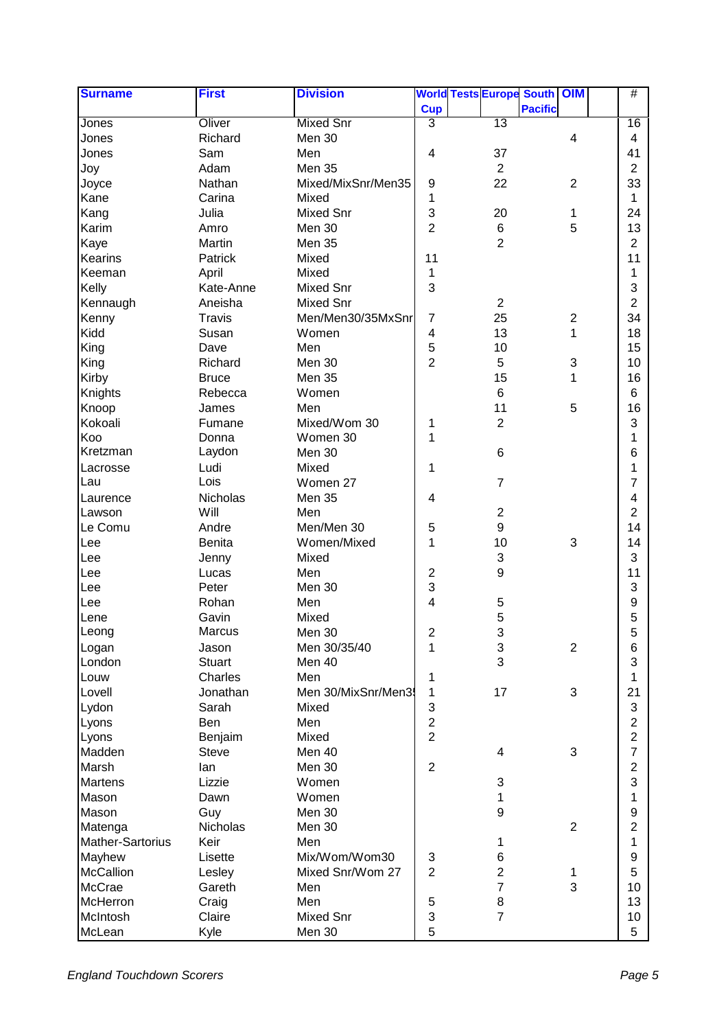| Surname | First | Division | World Cup | Tests | Europe | South Pacific | OIM | | # |
|---|---|---|---|---|---|---|---|---|---|
| Jones | Oliver | Mixed Snr | 3 | | 13 | | | | 16 |
| Jones | Richard | Men 30 | | | | | 4 | | 4 |
| Jones | Sam | Men | 4 | | 37 | | | | 41 |
| Joy | Adam | Men 35 | | | 2 | | | | 2 |
| Joyce | Nathan | Mixed/MixSnr/Men35 | 9 | | 22 | | 2 | | 33 |
| Kane | Carina | Mixed | 1 | | | | | | 1 |
| Kang | Julia | Mixed Snr | 3 | | 20 | | 1 | | 24 |
| Karim | Amro | Men 30 | 2 | | 6 | | 5 | | 13 |
| Kaye | Martin | Men 35 | | | 2 | | | | 2 |
| Kearins | Patrick | Mixed | 11 | | | | | | 11 |
| Keeman | April | Mixed | 1 | | | | | | 1 |
| Kelly | Kate-Anne | Mixed Snr | 3 | | | | | | 3 |
| Kennaugh | Aneisha | Mixed Snr | | | 2 | | | | 2 |
| Kenny | Travis | Men/Men30/35MxSnr | 7 | | 25 | | 2 | | 34 |
| Kidd | Susan | Women | 4 | | 13 | | 1 | | 18 |
| King | Dave | Men | 5 | | 10 | | | | 15 |
| King | Richard | Men 30 | 2 | | 5 | | 3 | | 10 |
| Kirby | Bruce | Men 35 | | | 15 | | 1 | | 16 |
| Knights | Rebecca | Women | | | 6 | | | | 6 |
| Knoop | James | Men | | | 11 | | 5 | | 16 |
| Kokoali | Fumane | Mixed/Wom 30 | 1 | | 2 | | | | 3 |
| Koo | Donna | Women 30 | 1 | | | | | | 1 |
| Kretzman | Laydon | Men 30 | | | 6 | | | | 6 |
| Lacrosse | Ludi | Mixed | 1 | | | | | | 1 |
| Lau | Lois | Women 27 | | | 7 | | | | 7 |
| Laurence | Nicholas | Men 35 | 4 | | | | | | 4 |
| Lawson | Will | Men | | | 2 | | | | 2 |
| Le Comu | Andre | Men/Men 30 | 5 | | 9 | | | | 14 |
| Lee | Benita | Women/Mixed | 1 | | 10 | | 3 | | 14 |
| Lee | Jenny | Mixed | | | 3 | | | | 3 |
| Lee | Lucas | Men | 2 | | 9 | | | | 11 |
| Lee | Peter | Men 30 | 3 | | | | | | 3 |
| Lee | Rohan | Men | 4 | | 5 | | | | 9 |
| Lene | Gavin | Mixed | | | 5 | | | | 5 |
| Leong | Marcus | Men 30 | 2 | | 3 | | | | 5 |
| Logan | Jason | Men 30/35/40 | 1 | | 3 | | 2 | | 6 |
| London | Stuart | Men 40 | | | 3 | | | | 3 |
| Louw | Charles | Men | 1 | | | | | | 1 |
| Lovell | Jonathan | Men 30/MixSnr/Men35 | 1 | | 17 | | 3 | | 21 |
| Lydon | Sarah | Mixed | 3 | | | | | | 3 |
| Lyons | Ben | Men | 2 | | | | | | 2 |
| Lyons | Benjaim | Mixed | 2 | | | | | | 2 |
| Madden | Steve | Men 40 | | | 4 | | 3 | | 7 |
| Marsh | Ian | Men 30 | 2 | | | | | | 2 |
| Martens | Lizzie | Women | | | 3 | | | | 3 |
| Mason | Dawn | Women | | | 1 | | | | 1 |
| Mason | Guy | Men 30 | | | 9 | | | | 9 |
| Matenga | Nicholas | Men 30 | | | | | 2 | | 2 |
| Mather-Sartorius | Keir | Men | | | 1 | | | | 1 |
| Mayhew | Lisette | Mix/Wom/Wom30 | 3 | | 6 | | | | 9 |
| McCallion | Lesley | Mixed Snr/Wom 27 | 2 | | 2 | | 1 | | 5 |
| McCrae | Gareth | Men | | | 7 | | 3 | | 10 |
| McHerron | Craig | Men | 5 | | 8 | | | | 13 |
| McIntosh | Claire | Mixed Snr | 3 | | 7 | | | | 10 |
| McLean | Kyle | Men 30 | 5 | | | | | | 5 |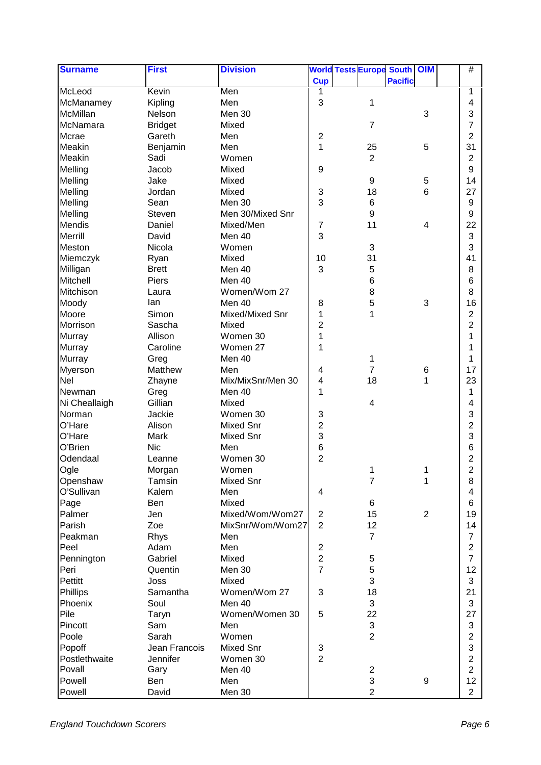| Surname | First | Division | World Cup | Tests | Europe | South Pacific | OIM | | # |
|---|---|---|---|---|---|---|---|---|---|
| McLeod | Kevin | Men | 1 | | | | | | 1 |
| McManamey | Kipling | Men | 3 | | 1 | | | | 4 |
| McMillan | Nelson | Men 30 | | | | | 3 | | 3 |
| McNamara | Bridget | Mixed | | | 7 | | | | 7 |
| Mcrae | Gareth | Men | 2 | | | | | | 2 |
| Meakin | Benjamin | Men | 1 | | 25 | | 5 | | 31 |
| Meakin | Sadi | Women | | | 2 | | | | 2 |
| Melling | Jacob | Mixed | 9 | | | | | | 9 |
| Melling | Jake | Mixed | | | 9 | | 5 | | 14 |
| Melling | Jordan | Mixed | 3 | | 18 | | 6 | | 27 |
| Melling | Sean | Men 30 | 3 | | 6 | | | | 9 |
| Melling | Steven | Men 30/Mixed Snr | | | 9 | | | | 9 |
| Mendis | Daniel | Mixed/Men | 7 | | 11 | | 4 | | 22 |
| Merrill | David | Men 40 | 3 | | | | | | 3 |
| Meston | Nicola | Women | | | 3 | | | | 3 |
| Miemczyk | Ryan | Mixed | 10 | | 31 | | | | 41 |
| Milligan | Brett | Men 40 | 3 | | 5 | | | | 8 |
| Mitchell | Piers | Men 40 | | | 6 | | | | 6 |
| Mitchison | Laura | Women/Wom 27 | | | 8 | | | | 8 |
| Moody | Ian | Men 40 | 8 | | 5 | | 3 | | 16 |
| Moore | Simon | Mixed/Mixed Snr | 1 | | 1 | | | | 2 |
| Morrison | Sascha | Mixed | 2 | | | | | | 2 |
| Murray | Allison | Women 30 | 1 | | | | | | 1 |
| Murray | Caroline | Women 27 | 1 | | | | | | 1 |
| Murray | Greg | Men 40 | | | 1 | | | | 1 |
| Myerson | Matthew | Men | 4 | | 7 | | 6 | | 17 |
| Nel | Zhayne | Mix/MixSnr/Men 30 | 4 | | 18 | | 1 | | 23 |
| Newman | Greg | Men 40 | 1 | | | | | | 1 |
| Ni Cheallaigh | Gillian | Mixed | | | 4 | | | | 4 |
| Norman | Jackie | Women 30 | 3 | | | | | | 3 |
| O'Hare | Alison | Mixed Snr | 2 | | | | | | 2 |
| O'Hare | Mark | Mixed Snr | 3 | | | | | | 3 |
| O'Brien | Nic | Men | 6 | | | | | | 6 |
| Odendaal | Leanne | Women 30 | 2 | | | | | | 2 |
| Ogle | Morgan | Women | | | 1 | | 1 | | 2 |
| Openshaw | Tamsin | Mixed Snr | | | 7 | | 1 | | 8 |
| O'Sullivan | Kalem | Men | 4 | | | | | | 4 |
| Page | Ben | Mixed | | | 6 | | | | 6 |
| Palmer | Jen | Mixed/Wom/Wom27 | 2 | | 15 | | 2 | | 19 |
| Parish | Zoe | MixSnr/Wom/Wom27 | 2 | | 12 | | | | 14 |
| Peakman | Rhys | Men | | | 7 | | | | 7 |
| Peel | Adam | Men | 2 | | | | | | 2 |
| Pennington | Gabriel | Mixed | 2 | | 5 | | | | 7 |
| Peri | Quentin | Men 30 | 7 | | 5 | | | | 12 |
| Pettitt | Joss | Mixed | | | 3 | | | | 3 |
| Phillips | Samantha | Women/Wom 27 | 3 | | 18 | | | | 21 |
| Phoenix | Soul | Men 40 | | | 3 | | | | 3 |
| Pile | Taryn | Women/Women 30 | 5 | | 22 | | | | 27 |
| Pincott | Sam | Men | | | 3 | | | | 3 |
| Poole | Sarah | Women | | | 2 | | | | 2 |
| Popoff | Jean Francois | Mixed Snr | 3 | | | | | | 3 |
| Postlethwaite | Jennifer | Women 30 | 2 | | | | | | 2 |
| Povall | Gary | Men 40 | | | 2 | | | | 2 |
| Powell | Ben | Men | | | 3 | | 9 | | 12 |
| Powell | David | Men 30 | | | 2 | | | | 2 |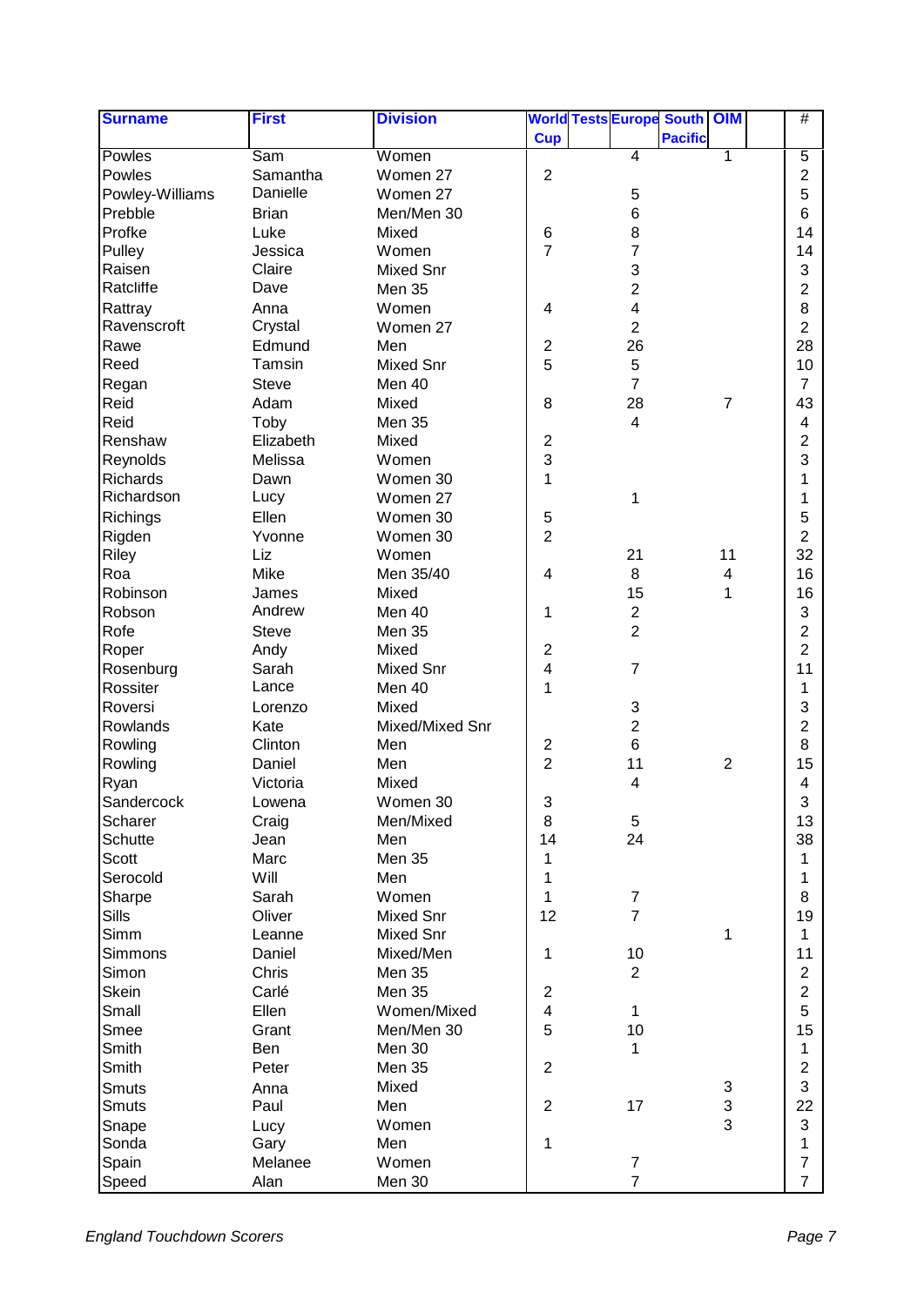| Surname | First | Division | World Cup | Tests | Europe | South Pacific | OIM | | # |
|---|---|---|---|---|---|---|---|---|---|
| Powles | Sam | Women | | | 4 | | 1 | | 5 |
| Powles | Samantha | Women 27 | 2 | | | | | | 2 |
| Powley-Williams | Danielle | Women 27 | | | 5 | | | | 5 |
| Prebble | Brian | Men/Men 30 | | | 6 | | | | 6 |
| Profke | Luke | Mixed | 6 | | 8 | | | | 14 |
| Pulley | Jessica | Women | 7 | | 7 | | | | 14 |
| Raisen | Claire | Mixed Snr | | | 3 | | | | 3 |
| Ratcliffe | Dave | Men 35 | | | 2 | | | | 2 |
| Rattray | Anna | Women | 4 | | 4 | | | | 8 |
| Ravenscroft | Crystal | Women 27 | | | 2 | | | | 2 |
| Rawe | Edmund | Men | 2 | | 26 | | | | 28 |
| Reed | Tamsin | Mixed Snr | 5 | | 5 | | | | 10 |
| Regan | Steve | Men 40 | | | 7 | | | | 7 |
| Reid | Adam | Mixed | 8 | | 28 | | 7 | | 43 |
| Reid | Toby | Men 35 | | | 4 | | | | 4 |
| Renshaw | Elizabeth | Mixed | 2 | | | | | | 2 |
| Reynolds | Melissa | Women | 3 | | | | | | 3 |
| Richards | Dawn | Women 30 | 1 | | | | | | 1 |
| Richardson | Lucy | Women 27 | | | 1 | | | | 1 |
| Richings | Ellen | Women 30 | 5 | | | | | | 5 |
| Rigden | Yvonne | Women 30 | 2 | | | | | | 2 |
| Riley | Liz | Women | | | 21 | | 11 | | 32 |
| Roa | Mike | Men 35/40 | 4 | | 8 | | 4 | | 16 |
| Robinson | James | Mixed | | | 15 | | 1 | | 16 |
| Robson | Andrew | Men 40 | 1 | | 2 | | | | 3 |
| Rofe | Steve | Men 35 | | | 2 | | | | 2 |
| Roper | Andy | Mixed | 2 | | | | | | 2 |
| Rosenburg | Sarah | Mixed Snr | 4 | | 7 | | | | 11 |
| Rossiter | Lance | Men 40 | 1 | | | | | | 1 |
| Roversi | Lorenzo | Mixed | | | 3 | | | | 3 |
| Rowlands | Kate | Mixed/Mixed Snr | | | 2 | | | | 2 |
| Rowling | Clinton | Men | 2 | | 6 | | | | 8 |
| Rowling | Daniel | Men | 2 | | 11 | | 2 | | 15 |
| Ryan | Victoria | Mixed | | | 4 | | | | 4 |
| Sandercock | Lowena | Women 30 | 3 | | | | | | 3 |
| Scharer | Craig | Men/Mixed | 8 | | 5 | | | | 13 |
| Schutte | Jean | Men | 14 | | 24 | | | | 38 |
| Scott | Marc | Men 35 | 1 | | | | | | 1 |
| Serocold | Will | Men | 1 | | | | | | 1 |
| Sharpe | Sarah | Women | 1 | | 7 | | | | 8 |
| Sills | Oliver | Mixed Snr | 12 | | 7 | | | | 19 |
| Simm | Leanne | Mixed Snr | | | | | 1 | | 1 |
| Simmons | Daniel | Mixed/Men | 1 | | 10 | | | | 11 |
| Simon | Chris | Men 35 | | | 2 | | | | 2 |
| Skein | Carlé | Men 35 | 2 | | | | | | 2 |
| Small | Ellen | Women/Mixed | 4 | | 1 | | | | 5 |
| Smee | Grant | Men/Men 30 | 5 | | 10 | | | | 15 |
| Smith | Ben | Men 30 | | | 1 | | | | 1 |
| Smith | Peter | Men 35 | 2 | | | | | | 2 |
| Smuts | Anna | Mixed | | | | | 3 | | 3 |
| Smuts | Paul | Men | 2 | | 17 | | 3 | | 22 |
| Snape | Lucy | Women | | | | | 3 | | 3 |
| Sonda | Gary | Men | 1 | | | | | | 1 |
| Spain | Melanee | Women | | | 7 | | | | 7 |
| Speed | Alan | Men 30 | | | 7 | | | | 7 |

*England Touchdown Scorers*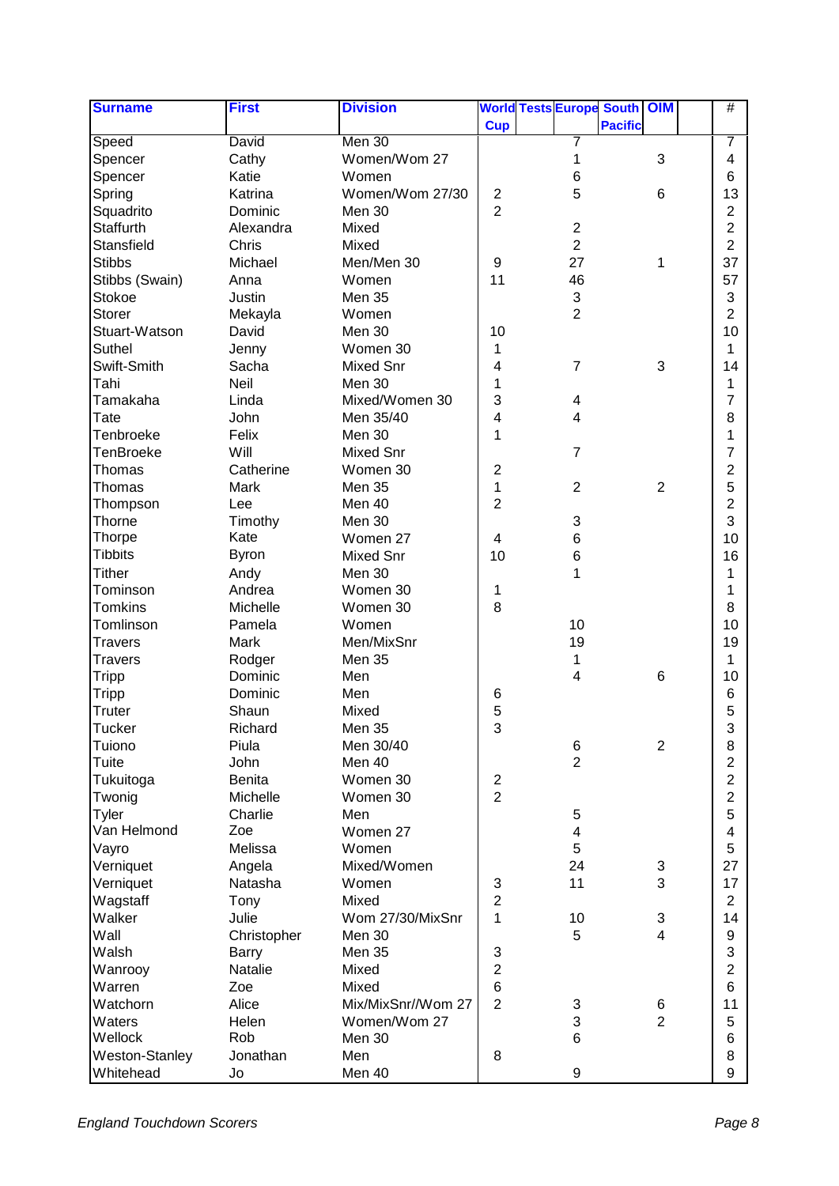| Surname | First | Division | World Cup | Tests | Europe | South Pacific | OIM | | # |
|---|---|---|---|---|---|---|---|---|---|
| Speed | David | Men 30 | | | 7 | | | | 7 |
| Spencer | Cathy | Women/Wom 27 | | | 1 | | 3 | | 4 |
| Spencer | Katie | Women | | | 6 | | | | 6 |
| Spring | Katrina | Women/Wom 27/30 | 2 | | 5 | | 6 | | 13 |
| Squadrito | Dominic | Men 30 | 2 | | | | | | 2 |
| Staffurth | Alexandra | Mixed | | | 2 | | | | 2 |
| Stansfield | Chris | Mixed | | | 2 | | | | 2 |
| Stibbs | Michael | Men/Men 30 | 9 | | 27 | | 1 | | 37 |
| Stibbs (Swain) | Anna | Women | 11 | | 46 | | | | 57 |
| Stokoe | Justin | Men 35 | | | 3 | | | | 3 |
| Storer | Mekayla | Women | | | 2 | | | | 2 |
| Stuart-Watson | David | Men 30 | 10 | | | | | | 10 |
| Suthel | Jenny | Women 30 | 1 | | | | | | 1 |
| Swift-Smith | Sacha | Mixed Snr | 4 | | 7 | | 3 | | 14 |
| Tahi | Neil | Men 30 | 1 | | | | | | 1 |
| Tamakaha | Linda | Mixed/Women 30 | 3 | | 4 | | | | 7 |
| Tate | John | Men 35/40 | 4 | | 4 | | | | 8 |
| Tenbroeke | Felix | Men 30 | 1 | | | | | | 1 |
| TenBroeke | Will | Mixed Snr | | | 7 | | | | 7 |
| Thomas | Catherine | Women 30 | 2 | | | | | | 2 |
| Thomas | Mark | Men 35 | 1 | | 2 | | 2 | | 5 |
| Thompson | Lee | Men 40 | 2 | | | | | | 2 |
| Thorne | Timothy | Men 30 | | | 3 | | | | 3 |
| Thorpe | Kate | Women 27 | 4 | | 6 | | | | 10 |
| Tibbits | Byron | Mixed Snr | 10 | | 6 | | | | 16 |
| Tither | Andy | Men 30 | | | 1 | | | | 1 |
| Tominson | Andrea | Women 30 | 1 | | | | | | 1 |
| Tomkins | Michelle | Women 30 | 8 | | | | | | 8 |
| Tomlinson | Pamela | Women | | | 10 | | | | 10 |
| Travers | Mark | Men/MixSnr | | | 19 | | | | 19 |
| Travers | Rodger | Men 35 | | | 1 | | | | 1 |
| Tripp | Dominic | Men | | | 4 | | 6 | | 10 |
| Tripp | Dominic | Men | 6 | | | | | | 6 |
| Truter | Shaun | Mixed | 5 | | | | | | 5 |
| Tucker | Richard | Men 35 | 3 | | | | | | 3 |
| Tuiono | Piula | Men 30/40 | | | 6 | | 2 | | 8 |
| Tuite | John | Men 40 | | | 2 | | | | 2 |
| Tukuitoga | Benita | Women 30 | 2 | | | | | | 2 |
| Twonig | Michelle | Women 30 | 2 | | | | | | 2 |
| Tyler | Charlie | Men | | | 5 | | | | 5 |
| Van Helmond | Zoe | Women 27 | | | 4 | | | | 4 |
| Vayro | Melissa | Women | | | 5 | | | | 5 |
| Verniquet | Angela | Mixed/Women | | | 24 | | 3 | | 27 |
| Verniquet | Natasha | Women | 3 | | 11 | | 3 | | 17 |
| Wagstaff | Tony | Mixed | 2 | | | | | | 2 |
| Walker | Julie | Wom 27/30/MixSnr | 1 | | 10 | | 3 | | 14 |
| Wall | Christopher | Men 30 | | | 5 | | 4 | | 9 |
| Walsh | Barry | Men 35 | 3 | | | | | | 3 |
| Wanrooy | Natalie | Mixed | 2 | | | | | | 2 |
| Warren | Zoe | Mixed | 6 | | | | | | 6 |
| Watchorn | Alice | Mix/MixSnr//Wom 27 | 2 | | 3 | | 6 | | 11 |
| Waters | Helen | Women/Wom 27 | | | 3 | | 2 | | 5 |
| Wellock | Rob | Men 30 | | | 6 | | | | 6 |
| Weston-Stanley | Jonathan | Men | 8 | | | | | | 8 |
| Whitehead | Jo | Men 40 | | | 9 | | | | 9 |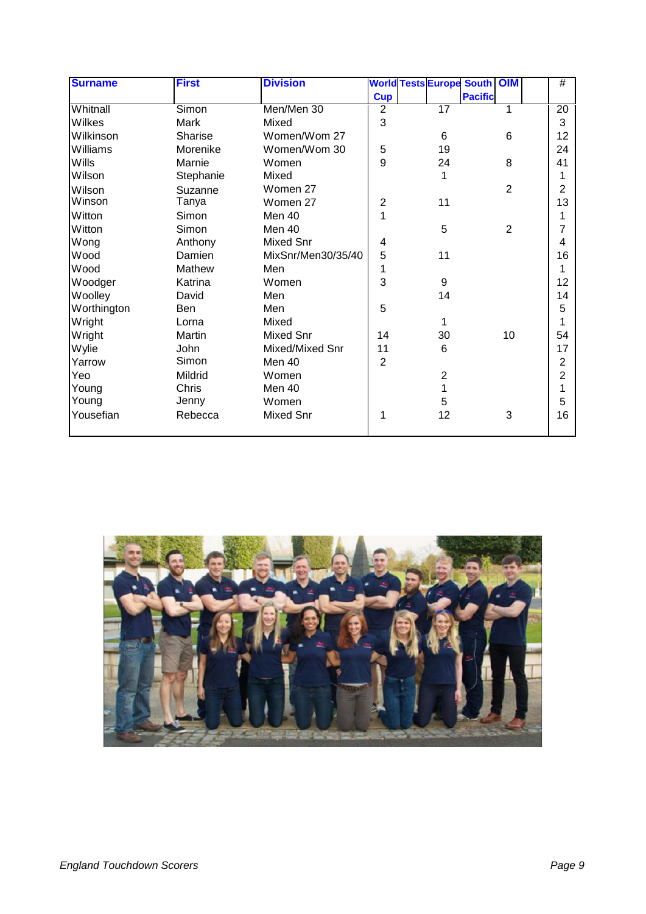| Surname | First | Division | World Cup | Tests | Europe | South Pacific | OIM | | # |
|---|---|---|---|---|---|---|---|---|---|
| Whitnall | Simon | Men/Men 30 | 2 | | 17 | | 1 | | 20 |
| Wilkes | Mark | Mixed | 3 | | | | | | 3 |
| Wilkinson | Sharise | Women/Wom 27 | | | 6 | | 6 | | 12 |
| Williams | Morenike | Women/Wom 30 | 5 | | 19 | | | | 24 |
| Wills | Marnie | Women | 9 | | 24 | | 8 | | 41 |
| Wilson | Stephanie | Mixed | | | 1 | | | | 1 |
| Wilson | Suzanne | Women 27 | | | | | 2 | | 2 |
| Winson | Tanya | Women 27 | 2 | | 11 | | | | 13 |
| Witton | Simon | Men 40 | 1 | | | | | | 1 |
| Witton | Simon | Men 40 | | | 5 | | 2 | | 7 |
| Wong | Anthony | Mixed Snr | 4 | | | | | | 4 |
| Wood | Damien | MixSnr/Men30/35/40 | 5 | | 11 | | | | 16 |
| Wood | Mathew | Men | 1 | | | | | | 1 |
| Woodger | Katrina | Women | 3 | | 9 | | | | 12 |
| Woolley | David | Men | | | 14 | | | | 14 |
| Worthington | Ben | Men | 5 | | | | | | 5 |
| Wright | Lorna | Mixed | | | 1 | | | | 1 |
| Wright | Martin | Mixed Snr | 14 | | 30 | | 10 | | 54 |
| Wylie | John | Mixed/Mixed Snr | 11 | | 6 | | | | 17 |
| Yarrow | Simon | Men 40 | 2 | | | | | | 2 |
| Yeo | Mildrid | Women | | | 2 | | | | 2 |
| Young | Chris | Men 40 | | | 1 | | | | 1 |
| Young | Jenny | Women | | | 5 | | | | 5 |
| Yousefian | Rebecca | Mixed Snr | 1 | | 12 | | 3 | | 16 |